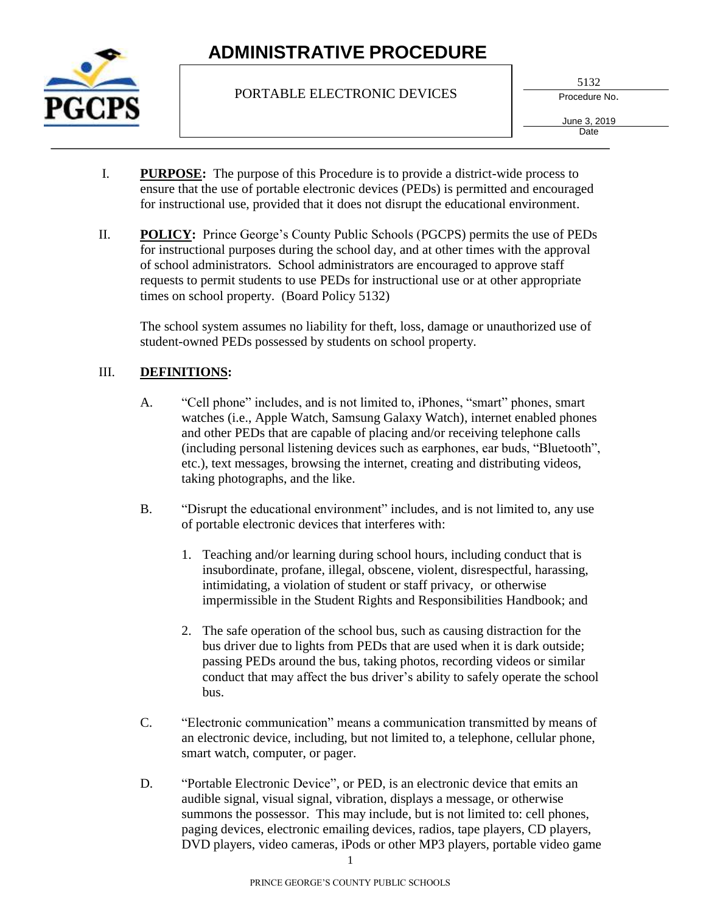# ADMINISTRATIVE PROCEDURE

PORTABLE ELECTRONIC DEVICES

5132
Procedure No.

June 3, 2019
Date

I. **PURPOSE:** The purpose of this Procedure is to provide a district-wide process to ensure that the use of portable electronic devices (PEDs) is permitted and encouraged for instructional use, provided that it does not disrupt the educational environment.

II. **POLICY:** Prince George's County Public Schools (PGCPS) permits the use of PEDs for instructional purposes during the school day, and at other times with the approval of school administrators. School administrators are encouraged to approve staff requests to permit students to use PEDs for instructional use or at other appropriate times on school property. (Board Policy 5132)

The school system assumes no liability for theft, loss, damage or unauthorized use of student-owned PEDs possessed by students on school property.

III. **DEFINITIONS:**

A. "Cell phone" includes, and is not limited to, iPhones, "smart" phones, smart watches (i.e., Apple Watch, Samsung Galaxy Watch), internet enabled phones and other PEDs that are capable of placing and/or receiving telephone calls (including personal listening devices such as earphones, ear buds, "Bluetooth", etc.), text messages, browsing the internet, creating and distributing videos, taking photographs, and the like.

B. "Disrupt the educational environment" includes, and is not limited to, any use of portable electronic devices that interferes with:

1. Teaching and/or learning during school hours, including conduct that is insubordinate, profane, illegal, obscene, violent, disrespectful, harassing, intimidating, a violation of student or staff privacy, or otherwise impermissible in the Student Rights and Responsibilities Handbook; and

2. The safe operation of the school bus, such as causing distraction for the bus driver due to lights from PEDs that are used when it is dark outside; passing PEDs around the bus, taking photos, recording videos or similar conduct that may affect the bus driver's ability to safely operate the school bus.

C. "Electronic communication" means a communication transmitted by means of an electronic device, including, but not limited to, a telephone, cellular phone, smart watch, computer, or pager.

D. "Portable Electronic Device", or PED, is an electronic device that emits an audible signal, visual signal, vibration, displays a message, or otherwise summons the possessor. This may include, but is not limited to: cell phones, paging devices, electronic emailing devices, radios, tape players, CD players, DVD players, video cameras, iPods or other MP3 players, portable video game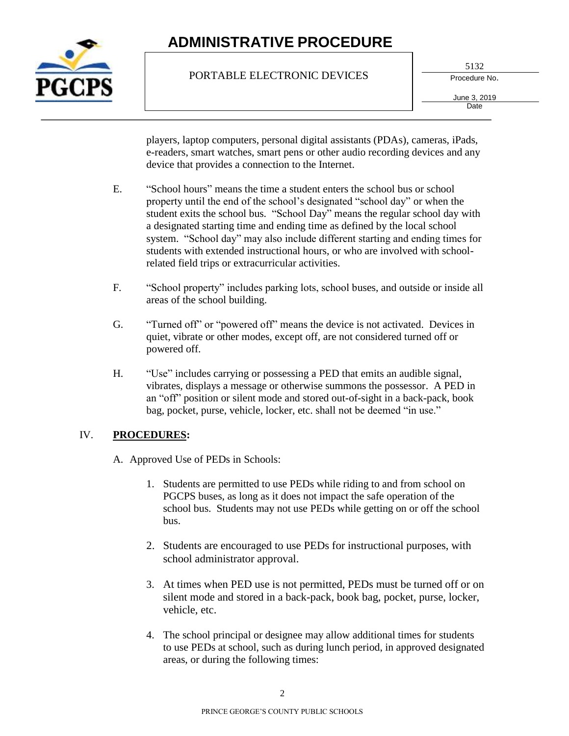players, laptop computers, personal digital assistants (PDAs), cameras, iPads, e-readers, smart watches, smart pens or other audio recording devices and any device that provides a connection to the Internet.

E. "School hours" means the time a student enters the school bus or school property until the end of the school's designated "school day" or when the student exits the school bus. "School Day" means the regular school day with a designated starting time and ending time as defined by the local school system. "School day" may also include different starting and ending times for students with extended instructional hours, or who are involved with school-related field trips or extracurricular activities.

F. "School property" includes parking lots, school buses, and outside or inside all areas of the school building.

G. "Turned off" or "powered off" means the device is not activated. Devices in quiet, vibrate or other modes, except off, are not considered turned off or powered off.

H. "Use" includes carrying or possessing a PED that emits an audible signal, vibrates, displays a message or otherwise summons the possessor. A PED in an "off" position or silent mode and stored out-of-sight in a back-pack, book bag, pocket, purse, vehicle, locker, etc. shall not be deemed "in use."

## IV. **PROCEDURES:**

A. Approved Use of PEDs in Schools:

1. Students are permitted to use PEDs while riding to and from school on PGCPS buses, as long as it does not impact the safe operation of the school bus. Students may not use PEDs while getting on or off the school bus.

2. Students are encouraged to use PEDs for instructional purposes, with school administrator approval.

3. At times when PED use is not permitted, PEDs must be turned off or on silent mode and stored in a back-pack, book bag, pocket, purse, locker, vehicle, etc.

4. The school principal or designee may allow additional times for students to use PEDs at school, such as during lunch period, in approved designated areas, or during the following times: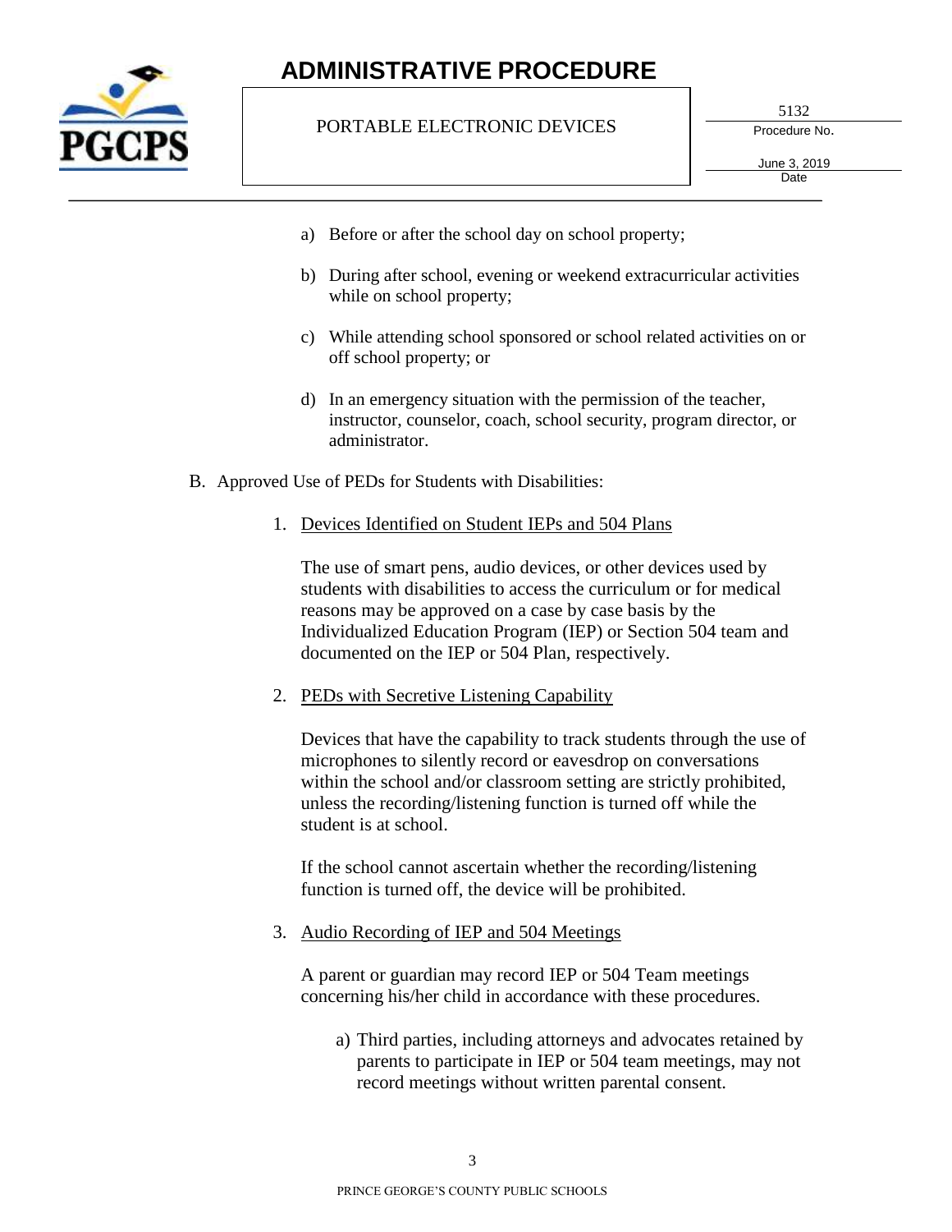a) Before or after the school day on school property;

b) During after school, evening or weekend extracurricular activities while on school property;

c) While attending school sponsored or school related activities on or off school property; or

d) In an emergency situation with the permission of the teacher, instructor, counselor, coach, school security, program director, or administrator.

B. Approved Use of PEDs for Students with Disabilities:

1. <u>Devices Identified on Student IEPs and 504 Plans</u>

   The use of smart pens, audio devices, or other devices used by students with disabilities to access the curriculum or for medical reasons may be approved on a case by case basis by the Individualized Education Program (IEP) or Section 504 team and documented on the IEP or 504 Plan, respectively.

2. <u>PEDs with Secretive Listening Capability</u>

   Devices that have the capability to track students through the use of microphones to silently record or eavesdrop on conversations within the school and/or classroom setting are strictly prohibited, unless the recording/listening function is turned off while the student is at school.

   If the school cannot ascertain whether the recording/listening function is turned off, the device will be prohibited.

3. <u>Audio Recording of IEP and 504 Meetings</u>

   A parent or guardian may record IEP or 504 Team meetings concerning his/her child in accordance with these procedures.

   a) Third parties, including attorneys and advocates retained by parents to participate in IEP or 504 team meetings, may not record meetings without written parental consent.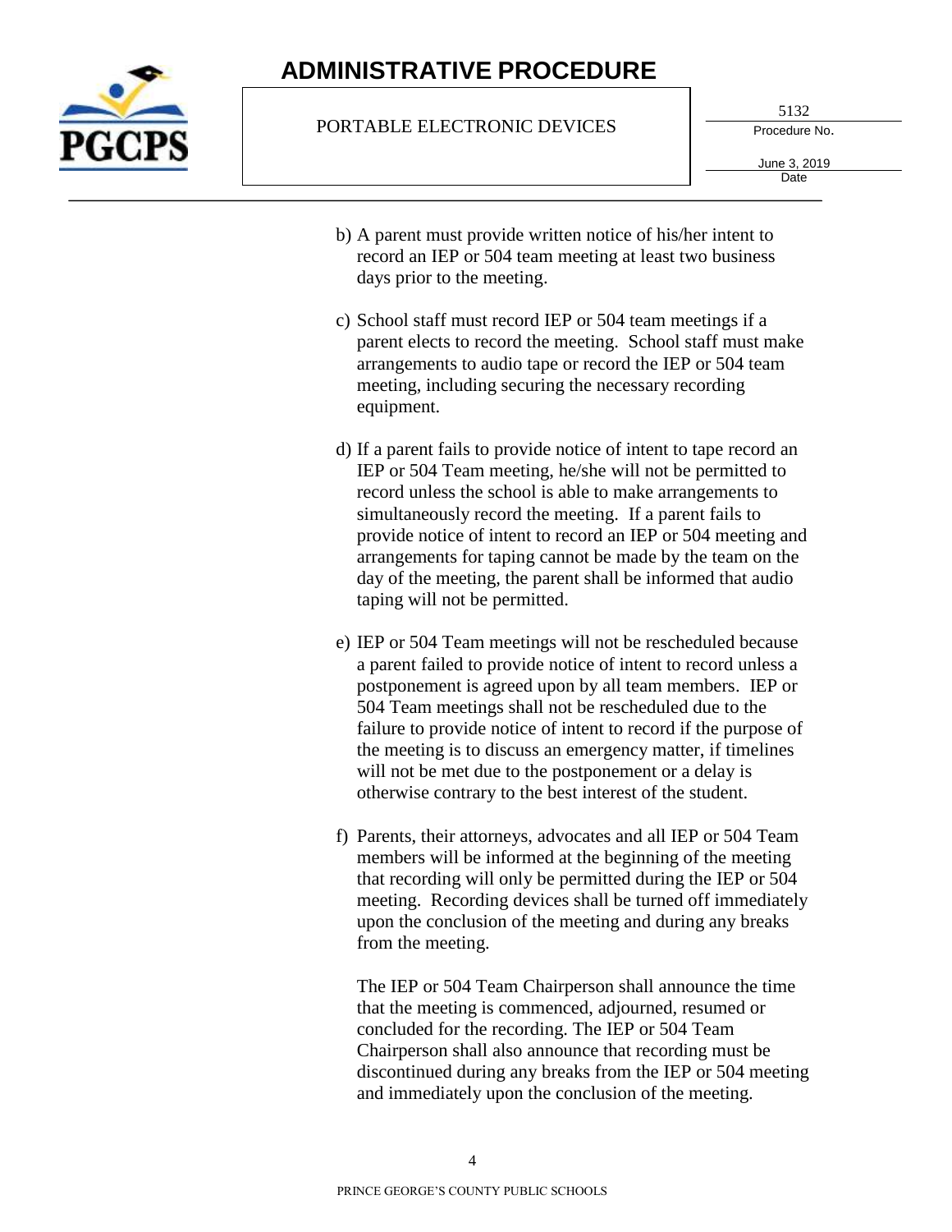b) A parent must provide written notice of his/her intent to record an IEP or 504 team meeting at least two business days prior to the meeting.

c) School staff must record IEP or 504 team meetings if a parent elects to record the meeting. School staff must make arrangements to audio tape or record the IEP or 504 team meeting, including securing the necessary recording equipment.

d) If a parent fails to provide notice of intent to tape record an IEP or 504 Team meeting, he/she will not be permitted to record unless the school is able to make arrangements to simultaneously record the meeting. If a parent fails to provide notice of intent to record an IEP or 504 meeting and arrangements for taping cannot be made by the team on the day of the meeting, the parent shall be informed that audio taping will not be permitted.

e) IEP or 504 Team meetings will not be rescheduled because a parent failed to provide notice of intent to record unless a postponement is agreed upon by all team members. IEP or 504 Team meetings shall not be rescheduled due to the failure to provide notice of intent to record if the purpose of the meeting is to discuss an emergency matter, if timelines will not be met due to the postponement or a delay is otherwise contrary to the best interest of the student.

f) Parents, their attorneys, advocates and all IEP or 504 Team members will be informed at the beginning of the meeting that recording will only be permitted during the IEP or 504 meeting. Recording devices shall be turned off immediately upon the conclusion of the meeting and during any breaks from the meeting.

   The IEP or 504 Team Chairperson shall announce the time that the meeting is commenced, adjourned, resumed or concluded for the recording. The IEP or 504 Team Chairperson shall also announce that recording must be discontinued during any breaks from the IEP or 504 meeting and immediately upon the conclusion of the meeting.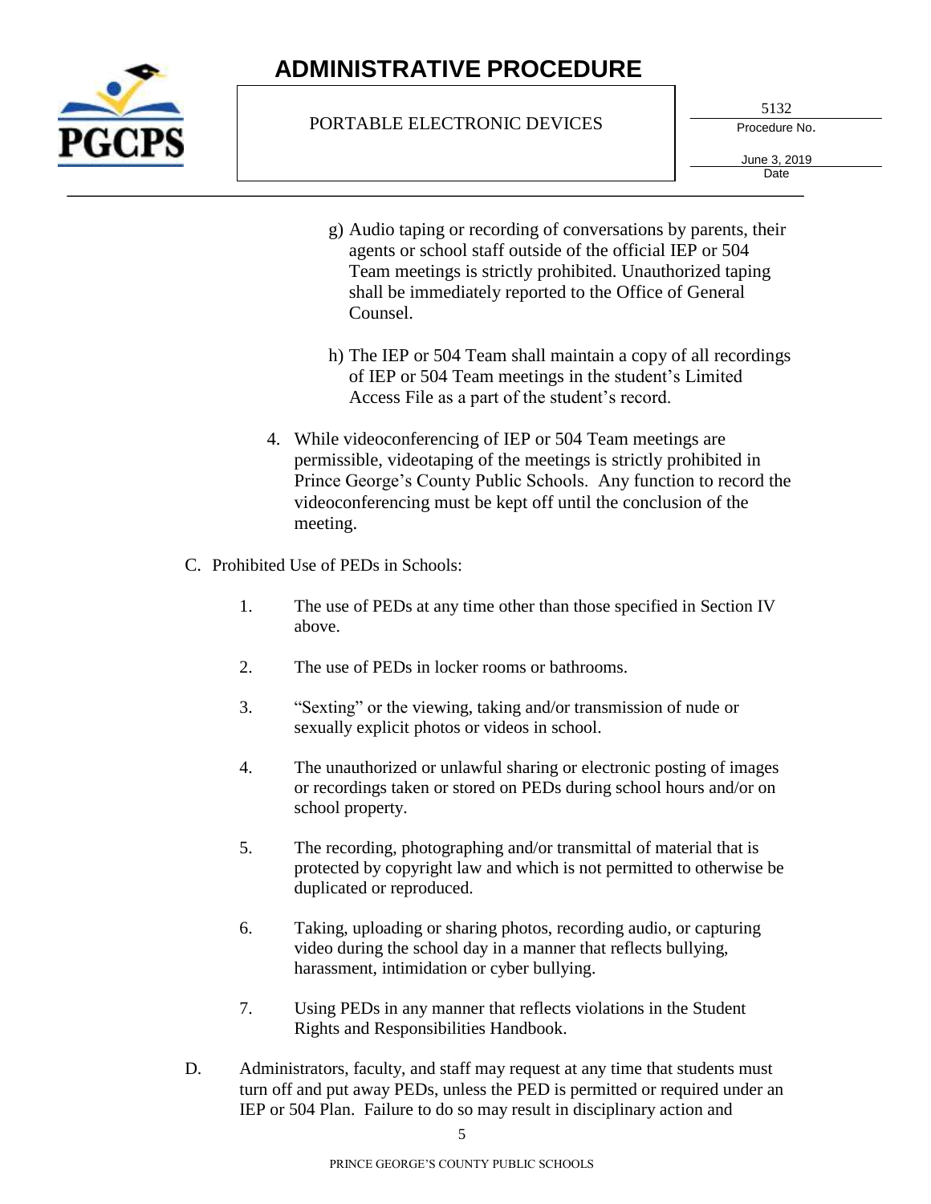g) Audio taping or recording of conversations by parents, their agents or school staff outside of the official IEP or 504 Team meetings is strictly prohibited. Unauthorized taping shall be immediately reported to the Office of General Counsel.

h) The IEP or 504 Team shall maintain a copy of all recordings of IEP or 504 Team meetings in the student's Limited Access File as a part of the student's record.

4. While videoconferencing of IEP or 504 Team meetings are permissible, videotaping of the meetings is strictly prohibited in Prince George's County Public Schools. Any function to record the videoconferencing must be kept off until the conclusion of the meeting.

C. Prohibited Use of PEDs in Schools:

1. The use of PEDs at any time other than those specified in Section IV above.

2. The use of PEDs in locker rooms or bathrooms.

3. "Sexting" or the viewing, taking and/or transmission of nude or sexually explicit photos or videos in school.

4. The unauthorized or unlawful sharing or electronic posting of images or recordings taken or stored on PEDs during school hours and/or on school property.

5. The recording, photographing and/or transmittal of material that is protected by copyright law and which is not permitted to otherwise be duplicated or reproduced.

6. Taking, uploading or sharing photos, recording audio, or capturing video during the school day in a manner that reflects bullying, harassment, intimidation or cyber bullying.

7. Using PEDs in any manner that reflects violations in the Student Rights and Responsibilities Handbook.

D. Administrators, faculty, and staff may request at any time that students must turn off and put away PEDs, unless the PED is permitted or required under an IEP or 504 Plan. Failure to do so may result in disciplinary action and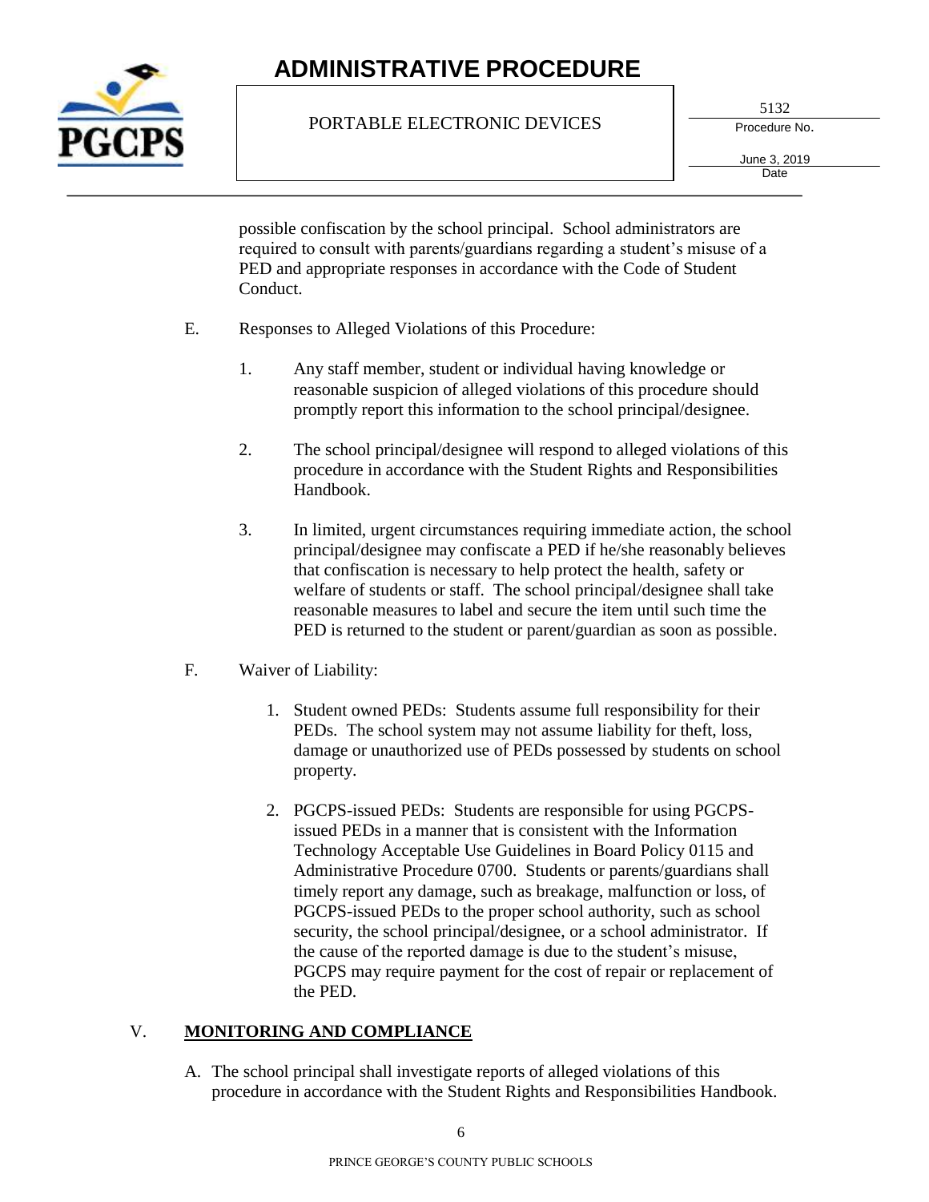possible confiscation by the school principal. School administrators are required to consult with parents/guardians regarding a student's misuse of a PED and appropriate responses in accordance with the Code of Student Conduct.

E. Responses to Alleged Violations of this Procedure:

1. Any staff member, student or individual having knowledge or reasonable suspicion of alleged violations of this procedure should promptly report this information to the school principal/designee.

2. The school principal/designee will respond to alleged violations of this procedure in accordance with the Student Rights and Responsibilities Handbook.

3. In limited, urgent circumstances requiring immediate action, the school principal/designee may confiscate a PED if he/she reasonably believes that confiscation is necessary to help protect the health, safety or welfare of students or staff. The school principal/designee shall take reasonable measures to label and secure the item until such time the PED is returned to the student or parent/guardian as soon as possible.

F. Waiver of Liability:

1. Student owned PEDs: Students assume full responsibility for their PEDs. The school system may not assume liability for theft, loss, damage or unauthorized use of PEDs possessed by students on school property.

2. PGCPS-issued PEDs: Students are responsible for using PGCPS-issued PEDs in a manner that is consistent with the Information Technology Acceptable Use Guidelines in Board Policy 0115 and Administrative Procedure 0700. Students or parents/guardians shall timely report any damage, such as breakage, malfunction or loss, of PGCPS-issued PEDs to the proper school authority, such as school security, the school principal/designee, or a school administrator. If the cause of the reported damage is due to the student's misuse, PGCPS may require payment for the cost of repair or replacement of the PED.

## V. <u>MONITORING AND COMPLIANCE</u>

A. The school principal shall investigate reports of alleged violations of this procedure in accordance with the Student Rights and Responsibilities Handbook.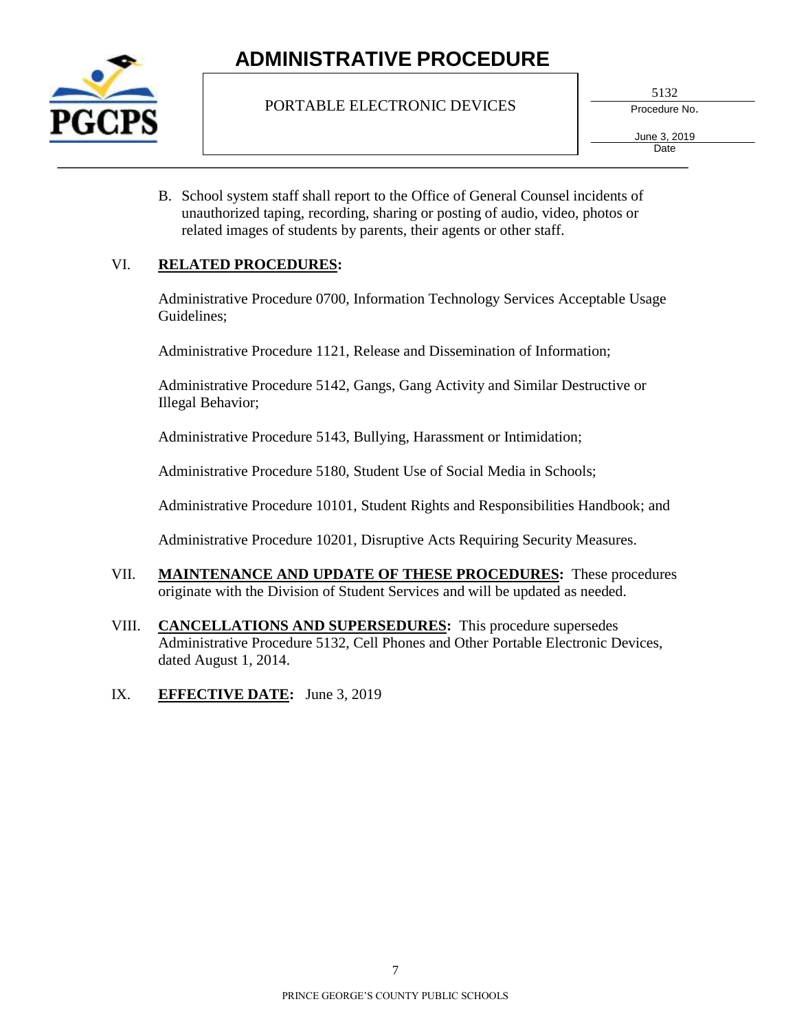B. School system staff shall report to the Office of General Counsel incidents of unauthorized taping, recording, sharing or posting of audio, video, photos or related images of students by parents, their agents or other staff.

VI. **RELATED PROCEDURES:**

Administrative Procedure 0700, Information Technology Services Acceptable Usage Guidelines;

Administrative Procedure 1121, Release and Dissemination of Information;

Administrative Procedure 5142, Gangs, Gang Activity and Similar Destructive or Illegal Behavior;

Administrative Procedure 5143, Bullying, Harassment or Intimidation;

Administrative Procedure 5180, Student Use of Social Media in Schools;

Administrative Procedure 10101, Student Rights and Responsibilities Handbook; and

Administrative Procedure 10201, Disruptive Acts Requiring Security Measures.

VII. **MAINTENANCE AND UPDATE OF THESE PROCEDURES:** These procedures originate with the Division of Student Services and will be updated as needed.

VIII. **CANCELLATIONS AND SUPERSEDURES:** This procedure supersedes Administrative Procedure 5132, Cell Phones and Other Portable Electronic Devices, dated August 1, 2014.

IX. **EFFECTIVE DATE:** June 3, 2019